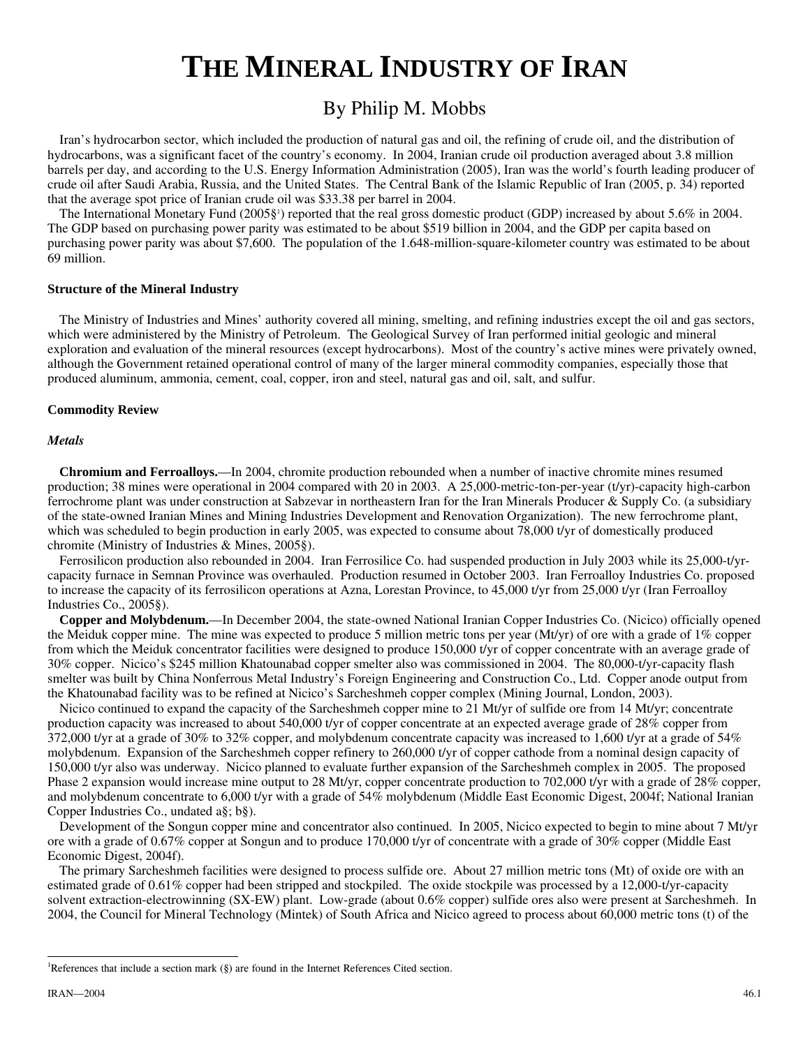# THE MINERAL INDUSTRY OF IRAN

## By Philip M. Mobbs

Iran's hydrocarbon sector, which included the production of natural gas and oil, the refining of crude oil, and the distribution of hydrocarbons, was a significant facet of the country's economy. In 2004, Iranian crude oil production averaged about 3.8 million barrels per day, and according to the U.S. Energy Information Administration (2005), Iran was the world's fourth leading producer of crude oil after Saudi Arabia, Russia, and the United States. The Central Bank of the Islamic Republic of Iran (2005, p. 34) reported that the average spot price of Iranian crude oil was $33.38 per barrel in 2004.

The International Monetary Fund (2005§[1]) reported that the real gross domestic product (GDP) increased by about 5.6% in 2004. The GDP based on purchasing power parity was estimated to be about $519 billion in 2004, and the GDP per capita based on purchasing power parity was about $7,600. The population of the 1.648-million-square-kilometer country was estimated to be about 69 million.

### Structure of the Mineral Industry

The Ministry of Industries and Mines' authority covered all mining, smelting, and refining industries except the oil and gas sectors, which were administered by the Ministry of Petroleum. The Geological Survey of Iran performed initial geologic and mineral exploration and evaluation of the mineral resources (except hydrocarbons). Most of the country's active mines were privately owned, although the Government retained operational control of many of the larger mineral commodity companies, especially those that produced aluminum, ammonia, cement, coal, copper, iron and steel, natural gas and oil, salt, and sulfur.

### Commodity Review

#### *Metals*

**Chromium and Ferroalloys.**—In 2004, chromite production rebounded when a number of inactive chromite mines resumed production; 38 mines were operational in 2004 compared with 20 in 2003. A 25,000-metric-ton-per-year (t/yr)-capacity high-carbon ferrochrome plant was under construction at Sabzevar in northeastern Iran for the Iran Minerals Producer & Supply Co. (a subsidiary of the state-owned Iranian Mines and Mining Industries Development and Renovation Organization). The new ferrochrome plant, which was scheduled to begin production in early 2005, was expected to consume about 78,000 t/yr of domestically produced chromite (Ministry of Industries & Mines, 2005§).

Ferrosilicon production also rebounded in 2004. Iran Ferrosilice Co. had suspended production in July 2003 while its 25,000-t/yr-capacity furnace in Semnan Province was overhauled. Production resumed in October 2003. Iran Ferroalloy Industries Co. proposed to increase the capacity of its ferrosilicon operations at Azna, Lorestan Province, to 45,000 t/yr from 25,000 t/yr (Iran Ferroalloy Industries Co., 2005§).

**Copper and Molybdenum.**—In December 2004, the state-owned National Iranian Copper Industries Co. (Nicico) officially opened the Meiduk copper mine. The mine was expected to produce 5 million metric tons per year (Mt/yr) of ore with a grade of 1% copper from which the Meiduk concentrator facilities were designed to produce 150,000 t/yr of copper concentrate with an average grade of 30% copper. Nicico's $245 million Khatounabad copper smelter also was commissioned in 2004. The 80,000-t/yr-capacity flash smelter was built by China Nonferrous Metal Industry's Foreign Engineering and Construction Co., Ltd. Copper anode output from the Khatounabad facility was to be refined at Nicico's Sarcheshmeh copper complex (Mining Journal, London, 2003).

Nicico continued to expand the capacity of the Sarcheshmeh copper mine to 21 Mt/yr of sulfide ore from 14 Mt/yr; concentrate production capacity was increased to about 540,000 t/yr of copper concentrate at an expected average grade of 28% copper from 372,000 t/yr at a grade of 30% to 32% copper, and molybdenum concentrate capacity was increased to 1,600 t/yr at a grade of 54% molybdenum. Expansion of the Sarcheshmeh copper refinery to 260,000 t/yr of copper cathode from a nominal design capacity of 150,000 t/yr also was underway. Nicico planned to evaluate further expansion of the Sarcheshmeh complex in 2005. The proposed Phase 2 expansion would increase mine output to 28 Mt/yr, copper concentrate production to 702,000 t/yr with a grade of 28% copper, and molybdenum concentrate to 6,000 t/yr with a grade of 54% molybdenum (Middle East Economic Digest, 2004f; National Iranian Copper Industries Co., undated a§; b§).

Development of the Songun copper mine and concentrator also continued. In 2005, Nicico expected to begin to mine about 7 Mt/yr ore with a grade of 0.67% copper at Songun and to produce 170,000 t/yr of concentrate with a grade of 30% copper (Middle East Economic Digest, 2004f).

The primary Sarcheshmeh facilities were designed to process sulfide ore. About 27 million metric tons (Mt) of oxide ore with an estimated grade of 0.61% copper had been stripped and stockpiled. The oxide stockpile was processed by a 12,000-t/yr-capacity solvent extraction-electrowinning (SX-EW) plant. Low-grade (about 0.6% copper) sulfide ores also were present at Sarcheshmeh. In 2004, the Council for Mineral Technology (Mintek) of South Africa and Nicico agreed to process about 60,000 metric tons (t) of the

---

[1]References that include a section mark (§) are found in the Internet References Cited section.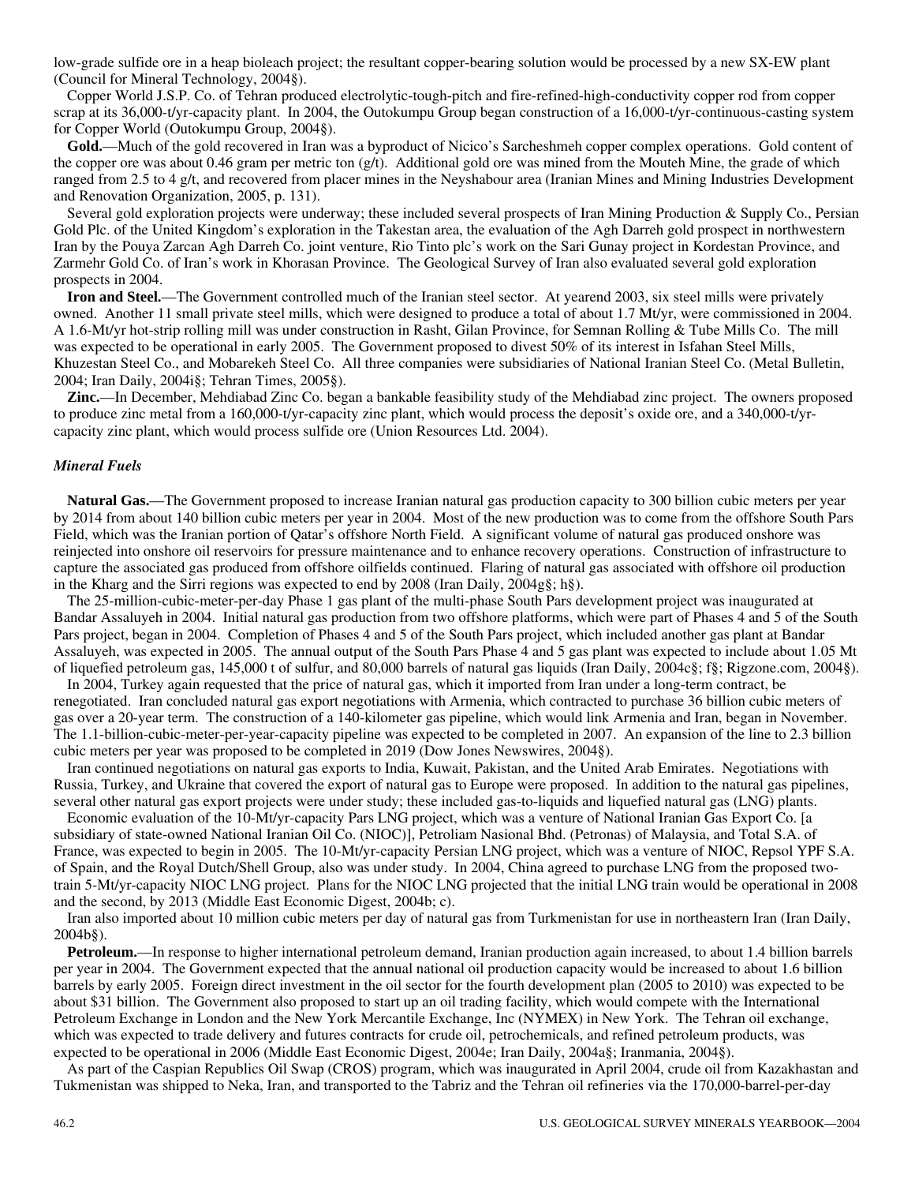low-grade sulfide ore in a heap bioleach project; the resultant copper-bearing solution would be processed by a new SX-EW plant (Council for Mineral Technology, 2004§).

Copper World J.S.P. Co. of Tehran produced electrolytic-tough-pitch and fire-refined-high-conductivity copper rod from copper scrap at its 36,000-t/yr-capacity plant. In 2004, the Outokumpu Group began construction of a 16,000-t/yr-continuous-casting system for Copper World (Outokumpu Group, 2004§).

**Gold.**—Much of the gold recovered in Iran was a byproduct of Nicico's Sarcheshmeh copper complex operations. Gold content of the copper ore was about 0.46 gram per metric ton (g/t). Additional gold ore was mined from the Mouteh Mine, the grade of which ranged from 2.5 to 4 g/t, and recovered from placer mines in the Neyshabour area (Iranian Mines and Mining Industries Development and Renovation Organization, 2005, p. 131).

Several gold exploration projects were underway; these included several prospects of Iran Mining Production & Supply Co., Persian Gold Plc. of the United Kingdom's exploration in the Takestan area, the evaluation of the Agh Darreh gold prospect in northwestern Iran by the Pouya Zarcan Agh Darreh Co. joint venture, Rio Tinto plc's work on the Sari Gunay project in Kordestan Province, and Zarmehr Gold Co. of Iran's work in Khorasan Province. The Geological Survey of Iran also evaluated several gold exploration prospects in 2004.

**Iron and Steel.**—The Government controlled much of the Iranian steel sector. At yearend 2003, six steel mills were privately owned. Another 11 small private steel mills, which were designed to produce a total of about 1.7 Mt/yr, were commissioned in 2004. A 1.6-Mt/yr hot-strip rolling mill was under construction in Rasht, Gilan Province, for Semnan Rolling & Tube Mills Co. The mill was expected to be operational in early 2005. The Government proposed to divest 50% of its interest in Isfahan Steel Mills, Khuzestan Steel Co., and Mobarekeh Steel Co. All three companies were subsidiaries of National Iranian Steel Co. (Metal Bulletin, 2004; Iran Daily, 2004i§; Tehran Times, 2005§).

**Zinc.**—In December, Mehdiabad Zinc Co. began a bankable feasibility study of the Mehdiabad zinc project. The owners proposed to produce zinc metal from a 160,000-t/yr-capacity zinc plant, which would process the deposit's oxide ore, and a 340,000-t/yr-capacity zinc plant, which would process sulfide ore (Union Resources Ltd. 2004).

### *Mineral Fuels*

**Natural Gas.**—The Government proposed to increase Iranian natural gas production capacity to 300 billion cubic meters per year by 2014 from about 140 billion cubic meters per year in 2004. Most of the new production was to come from the offshore South Pars Field, which was the Iranian portion of Qatar's offshore North Field. A significant volume of natural gas produced onshore was reinjected into onshore oil reservoirs for pressure maintenance and to enhance recovery operations. Construction of infrastructure to capture the associated gas produced from offshore oilfields continued. Flaring of natural gas associated with offshore oil production in the Kharg and the Sirri regions was expected to end by 2008 (Iran Daily, 2004g§; h§).

The 25-million-cubic-meter-per-day Phase 1 gas plant of the multi-phase South Pars development project was inaugurated at Bandar Assaluyeh in 2004. Initial natural gas production from two offshore platforms, which were part of Phases 4 and 5 of the South Pars project, began in 2004. Completion of Phases 4 and 5 of the South Pars project, which included another gas plant at Bandar Assaluyeh, was expected in 2005. The annual output of the South Pars Phase 4 and 5 gas plant was expected to include about 1.05 Mt of liquefied petroleum gas, 145,000 t of sulfur, and 80,000 barrels of natural gas liquids (Iran Daily, 2004c§; f§; Rigzone.com, 2004§).

In 2004, Turkey again requested that the price of natural gas, which it imported from Iran under a long-term contract, be renegotiated. Iran concluded natural gas export negotiations with Armenia, which contracted to purchase 36 billion cubic meters of gas over a 20-year term. The construction of a 140-kilometer gas pipeline, which would link Armenia and Iran, began in November. The 1.1-billion-cubic-meter-per-year-capacity pipeline was expected to be completed in 2007. An expansion of the line to 2.3 billion cubic meters per year was proposed to be completed in 2019 (Dow Jones Newswires, 2004§).

Iran continued negotiations on natural gas exports to India, Kuwait, Pakistan, and the United Arab Emirates. Negotiations with Russia, Turkey, and Ukraine that covered the export of natural gas to Europe were proposed. In addition to the natural gas pipelines, several other natural gas export projects were under study; these included gas-to-liquids and liquefied natural gas (LNG) plants.

Economic evaluation of the 10-Mt/yr-capacity Pars LNG project, which was a venture of National Iranian Gas Export Co. [a subsidiary of state-owned National Iranian Oil Co. (NIOC)], Petroliam Nasional Bhd. (Petronas) of Malaysia, and Total S.A. of France, was expected to begin in 2005. The 10-Mt/yr-capacity Persian LNG project, which was a venture of NIOC, Repsol YPF S.A. of Spain, and the Royal Dutch/Shell Group, also was under study. In 2004, China agreed to purchase LNG from the proposed two-train 5-Mt/yr-capacity NIOC LNG project. Plans for the NIOC LNG projected that the initial LNG train would be operational in 2008 and the second, by 2013 (Middle East Economic Digest, 2004b; c).

Iran also imported about 10 million cubic meters per day of natural gas from Turkmenistan for use in northeastern Iran (Iran Daily, 2004b§).

**Petroleum.**—In response to higher international petroleum demand, Iranian production again increased, to about 1.4 billion barrels per year in 2004. The Government expected that the annual national oil production capacity would be increased to about 1.6 billion barrels by early 2005. Foreign direct investment in the oil sector for the fourth development plan (2005 to 2010) was expected to be about $31 billion. The Government also proposed to start up an oil trading facility, which would compete with the International Petroleum Exchange in London and the New York Mercantile Exchange, Inc (NYMEX) in New York. The Tehran oil exchange, which was expected to trade delivery and futures contracts for crude oil, petrochemicals, and refined petroleum products, was expected to be operational in 2006 (Middle East Economic Digest, 2004e; Iran Daily, 2004a§; Iranmania, 2004§).

As part of the Caspian Republics Oil Swap (CROS) program, which was inaugurated in April 2004, crude oil from Kazakhastan and Tukmenistan was shipped to Neka, Iran, and transported to the Tabriz and the Tehran oil refineries via the 170,000-barrel-per-day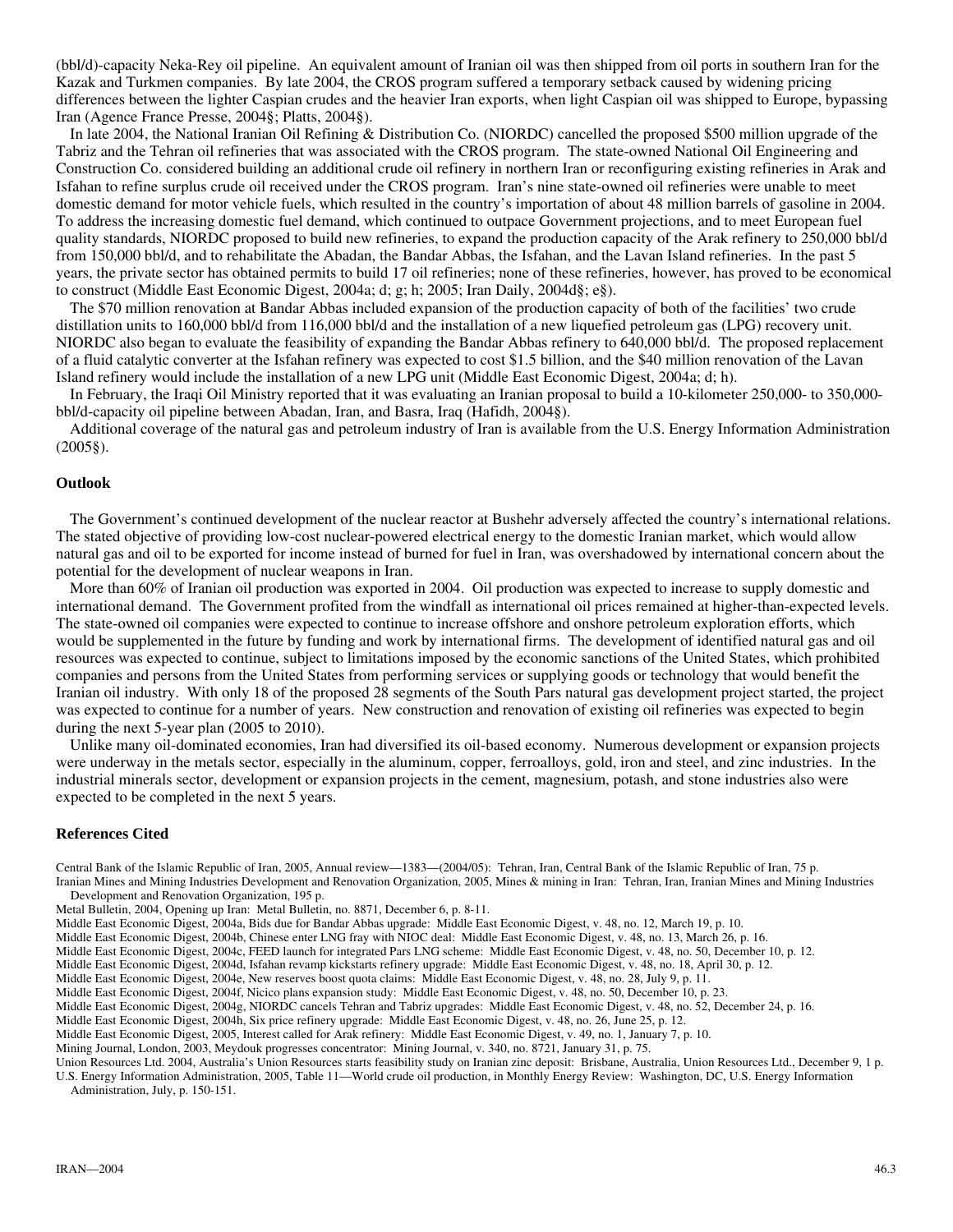(bbl/d)-capacity Neka-Rey oil pipeline. An equivalent amount of Iranian oil was then shipped from oil ports in southern Iran for the Kazak and Turkmen companies. By late 2004, the CROS program suffered a temporary setback caused by widening pricing differences between the lighter Caspian crudes and the heavier Iran exports, when light Caspian oil was shipped to Europe, bypassing Iran (Agence France Presse, 2004§; Platts, 2004§).

In late 2004, the National Iranian Oil Refining & Distribution Co. (NIORDC) cancelled the proposed $500 million upgrade of the Tabriz and the Tehran oil refineries that was associated with the CROS program. The state-owned National Oil Engineering and Construction Co. considered building an additional crude oil refinery in northern Iran or reconfiguring existing refineries in Arak and Isfahan to refine surplus crude oil received under the CROS program. Iran's nine state-owned oil refineries were unable to meet domestic demand for motor vehicle fuels, which resulted in the country's importation of about 48 million barrels of gasoline in 2004. To address the increasing domestic fuel demand, which continued to outpace Government projections, and to meet European fuel quality standards, NIORDC proposed to build new refineries, to expand the production capacity of the Arak refinery to 250,000 bbl/d from 150,000 bbl/d, and to rehabilitate the Abadan, the Bandar Abbas, the Isfahan, and the Lavan Island refineries. In the past 5 years, the private sector has obtained permits to build 17 oil refineries; none of these refineries, however, has proved to be economical to construct (Middle East Economic Digest, 2004a; d; g; h; 2005; Iran Daily, 2004d§; e§).

The $70 million renovation at Bandar Abbas included expansion of the production capacity of both of the facilities' two crude distillation units to 160,000 bbl/d from 116,000 bbl/d and the installation of a new liquefied petroleum gas (LPG) recovery unit. NIORDC also began to evaluate the feasibility of expanding the Bandar Abbas refinery to 640,000 bbl/d. The proposed replacement of a fluid catalytic converter at the Isfahan refinery was expected to cost $1.5 billion, and the $40 million renovation of the Lavan Island refinery would include the installation of a new LPG unit (Middle East Economic Digest, 2004a; d; h).

In February, the Iraqi Oil Ministry reported that it was evaluating an Iranian proposal to build a 10-kilometer 250,000- to 350,000-bbl/d-capacity oil pipeline between Abadan, Iran, and Basra, Iraq (Hafidh, 2004§).

Additional coverage of the natural gas and petroleum industry of Iran is available from the U.S. Energy Information Administration (2005§).

## Outlook

The Government's continued development of the nuclear reactor at Bushehr adversely affected the country's international relations. The stated objective of providing low-cost nuclear-powered electrical energy to the domestic Iranian market, which would allow natural gas and oil to be exported for income instead of burned for fuel in Iran, was overshadowed by international concern about the potential for the development of nuclear weapons in Iran.

More than 60% of Iranian oil production was exported in 2004. Oil production was expected to increase to supply domestic and international demand. The Government profited from the windfall as international oil prices remained at higher-than-expected levels. The state-owned oil companies were expected to continue to increase offshore and onshore petroleum exploration efforts, which would be supplemented in the future by funding and work by international firms. The development of identified natural gas and oil resources was expected to continue, subject to limitations imposed by the economic sanctions of the United States, which prohibited companies and persons from the United States from performing services or supplying goods or technology that would benefit the Iranian oil industry. With only 18 of the proposed 28 segments of the South Pars natural gas development project started, the project was expected to continue for a number of years. New construction and renovation of existing oil refineries was expected to begin during the next 5-year plan (2005 to 2010).

Unlike many oil-dominated economies, Iran had diversified its oil-based economy. Numerous development or expansion projects were underway in the metals sector, especially in the aluminum, copper, ferroalloys, gold, iron and steel, and zinc industries. In the industrial minerals sector, development or expansion projects in the cement, magnesium, potash, and stone industries also were expected to be completed in the next 5 years.

## References Cited

Central Bank of the Islamic Republic of Iran, 2005, Annual review—1383—(2004/05): Tehran, Iran, Central Bank of the Islamic Republic of Iran, 75 p.

Iranian Mines and Mining Industries Development and Renovation Organization, 2005, Mines & mining in Iran: Tehran, Iran, Iranian Mines and Mining Industries Development and Renovation Organization, 195 p.

Metal Bulletin, 2004, Opening up Iran: Metal Bulletin, no. 8871, December 6, p. 8-11.

Middle East Economic Digest, 2004a, Bids due for Bandar Abbas upgrade: Middle East Economic Digest, v. 48, no. 12, March 19, p. 10.

Middle East Economic Digest, 2004b, Chinese enter LNG fray with NIOC deal: Middle East Economic Digest, v. 48, no. 13, March 26, p. 16.

Middle East Economic Digest, 2004c, FEED launch for integrated Pars LNG scheme: Middle East Economic Digest, v. 48, no. 50, December 10, p. 12.

Middle East Economic Digest, 2004d, Isfahan revamp kickstarts refinery upgrade: Middle East Economic Digest, v. 48, no. 18, April 30, p. 12.

Middle East Economic Digest, 2004e, New reserves boost quota claims: Middle East Economic Digest, v. 48, no. 28, July 9, p. 11.

Middle East Economic Digest, 2004f, Nicico plans expansion study: Middle East Economic Digest, v. 48, no. 50, December 10, p. 23.

Middle East Economic Digest, 2004g, NIORDC cancels Tehran and Tabriz upgrades: Middle East Economic Digest, v. 48, no. 52, December 24, p. 16.

Middle East Economic Digest, 2004h, Six price refinery upgrade: Middle East Economic Digest, v. 48, no. 26, June 25, p. 12.

Middle East Economic Digest, 2005, Interest called for Arak refinery: Middle East Economic Digest, v. 49, no. 1, January 7, p. 10.

Mining Journal, London, 2003, Meydouk progresses concentrator: Mining Journal, v. 340, no. 8721, January 31, p. 75.

Union Resources Ltd. 2004, Australia's Union Resources starts feasibility study on Iranian zinc deposit: Brisbane, Australia, Union Resources Ltd., December 9, 1 p.

U.S. Energy Information Administration, 2005, Table 11—World crude oil production, in Monthly Energy Review: Washington, DC, U.S. Energy Information Administration, July, p. 150-151.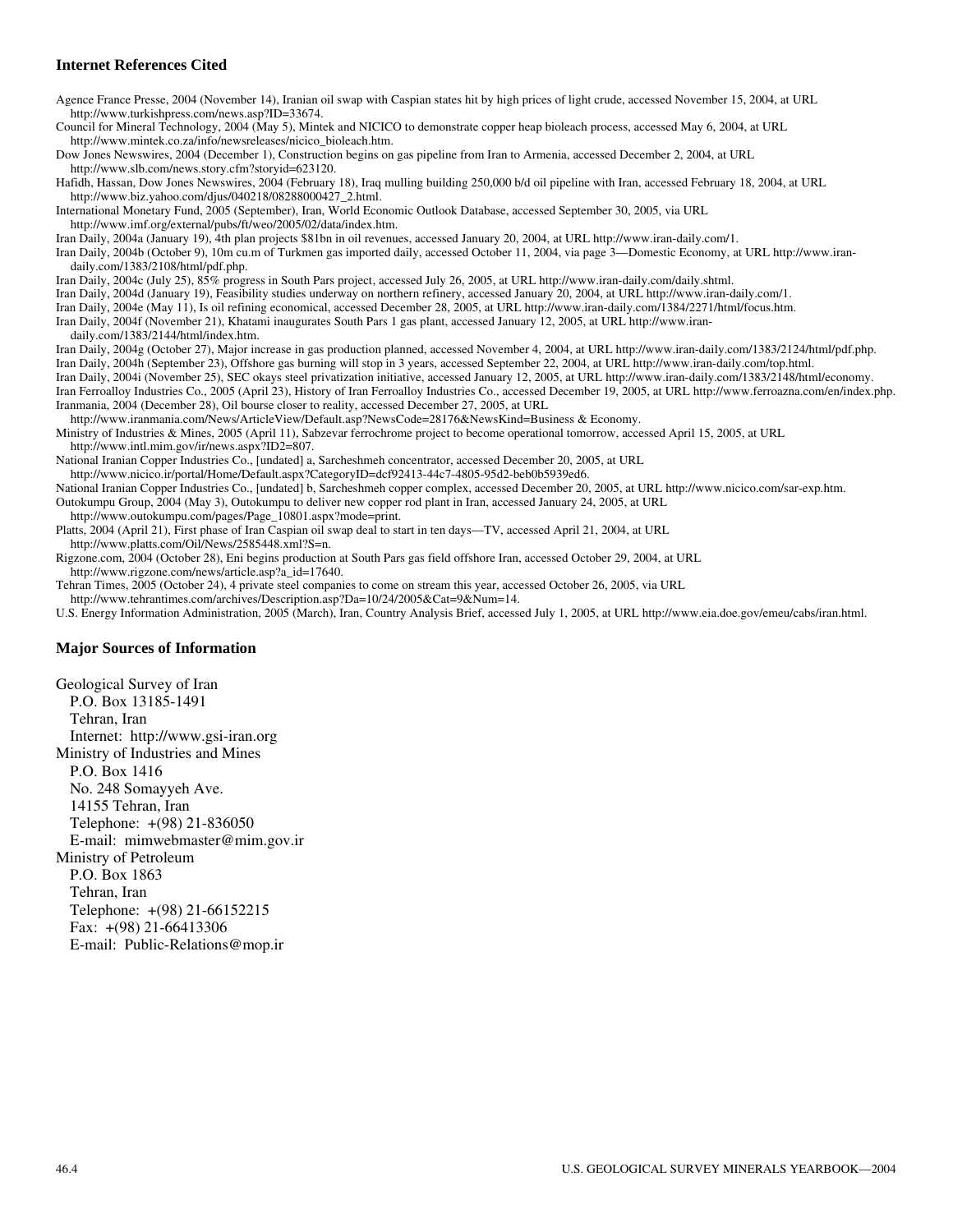### Internet References Cited

Agence France Presse, 2004 (November 14), Iranian oil swap with Caspian states hit by high prices of light crude, accessed November 15, 2004, at URL http://www.turkishpress.com/news.asp?ID=33674.

Council for Mineral Technology, 2004 (May 5), Mintek and NICICO to demonstrate copper heap bioleach process, accessed May 6, 2004, at URL http://www.mintek.co.za/info/newsreleases/nicico_bioleach.htm.

Dow Jones Newswires, 2004 (December 1), Construction begins on gas pipeline from Iran to Armenia, accessed December 2, 2004, at URL http://www.slb.com/news.story.cfm?storyid=623120.

Hafidh, Hassan, Dow Jones Newswires, 2004 (February 18), Iraq mulling building 250,000 b/d oil pipeline with Iran, accessed February 18, 2004, at URL http://www.biz.yahoo.com/djus/040218/08288000427_2.html.

International Monetary Fund, 2005 (September), Iran, World Economic Outlook Database, accessed September 30, 2005, via URL http://www.imf.org/external/pubs/ft/weo/2005/02/data/index.htm.

Iran Daily, 2004a (January 19), 4th plan projects $81bn in oil revenues, accessed January 20, 2004, at URL http://www.iran-daily.com/1.

Iran Daily, 2004b (October 9), 10m cu.m of Turkmen gas imported daily, accessed October 11, 2004, via page 3—Domestic Economy, at URL http://www.iran-daily.com/1383/2108/html/pdf.php.

Iran Daily, 2004c (July 25), 85% progress in South Pars project, accessed July 26, 2005, at URL http://www.iran-daily.com/daily.shtml.

Iran Daily, 2004d (January 19), Feasibility studies underway on northern refinery, accessed January 20, 2004, at URL http://www.iran-daily.com/1.

Iran Daily, 2004e (May 11), Is oil refining economical, accessed December 28, 2005, at URL http://www.iran-daily.com/1384/2271/html/focus.htm.

Iran Daily, 2004f (November 21), Khatami inaugurates South Pars 1 gas plant, accessed January 12, 2005, at URL http://www.iran-daily.com/1383/2144/html/index.htm.

Iran Daily, 2004g (October 27), Major increase in gas production planned, accessed November 4, 2004, at URL http://www.iran-daily.com/1383/2124/html/pdf.php.

Iran Daily, 2004h (September 23), Offshore gas burning will stop in 3 years, accessed September 22, 2004, at URL http://www.iran-daily.com/top.html.

Iran Daily, 2004i (November 25), SEC okays steel privatization initiative, accessed January 12, 2005, at URL http://www.iran-daily.com/1383/2148/html/economy.

Iran Ferroalloy Industries Co., 2005 (April 23), History of Iran Ferroalloy Industries Co., accessed December 19, 2005, at URL http://www.ferroazna.com/en/index.php.

Iranmania, 2004 (December 28), Oil bourse closer to reality, accessed December 27, 2005, at URL http://www.iranmania.com/News/ArticleView/Default.asp?NewsCode=28176&NewsKind=Business & Economy.

Ministry of Industries & Mines, 2005 (April 11), Sabzevar ferrochrome project to become operational tomorrow, accessed April 15, 2005, at URL http://www.intl.mim.gov/ir/news.aspx?ID2=807.

National Iranian Copper Industries Co., [undated] a, Sarcheshmeh concentrator, accessed December 20, 2005, at URL http://www.nicico.ir/portal/Home/Default.aspx?CategoryID=dcf92413-44c7-4805-95d2-beb0b5939ed6.

National Iranian Copper Industries Co., [undated] b, Sarcheshmeh copper complex, accessed December 20, 2005, at URL http://www.nicico.com/sar-exp.htm.

Outokumpu Group, 2004 (May 3), Outokumpu to deliver new copper rod plant in Iran, accessed January 24, 2005, at URL http://www.outokumpu.com/pages/Page_10801.aspx?mode=print.

Platts, 2004 (April 21), First phase of Iran Caspian oil swap deal to start in ten days—TV, accessed April 21, 2004, at URL http://www.platts.com/Oil/News/2585448.xml?S=n.

Rigzone.com, 2004 (October 28), Eni begins production at South Pars gas field offshore Iran, accessed October 29, 2004, at URL http://www.rigzone.com/news/article.asp?a_id=17640.

Tehran Times, 2005 (October 24), 4 private steel companies to come on stream this year, accessed October 26, 2005, via URL http://www.tehrantimes.com/archives/Description.asp?Da=10/24/2005&Cat=9&Num=14.

U.S. Energy Information Administration, 2005 (March), Iran, Country Analysis Brief, accessed July 1, 2005, at URL http://www.eia.doe.gov/emeu/cabs/iran.html.

### Major Sources of Information

Geological Survey of Iran
P.O. Box 13185-1491
Tehran, Iran
Internet: http://www.gsi-iran.org

Ministry of Industries and Mines
P.O. Box 1416
No. 248 Somayyeh Ave.
14155 Tehran, Iran
Telephone: +(98) 21-836050
E-mail: mimwebmaster@mim.gov.ir

Ministry of Petroleum
P.O. Box 1863
Tehran, Iran
Telephone: +(98) 21-66152215
Fax: +(98) 21-66413306
E-mail: Public-Relations@mop.ir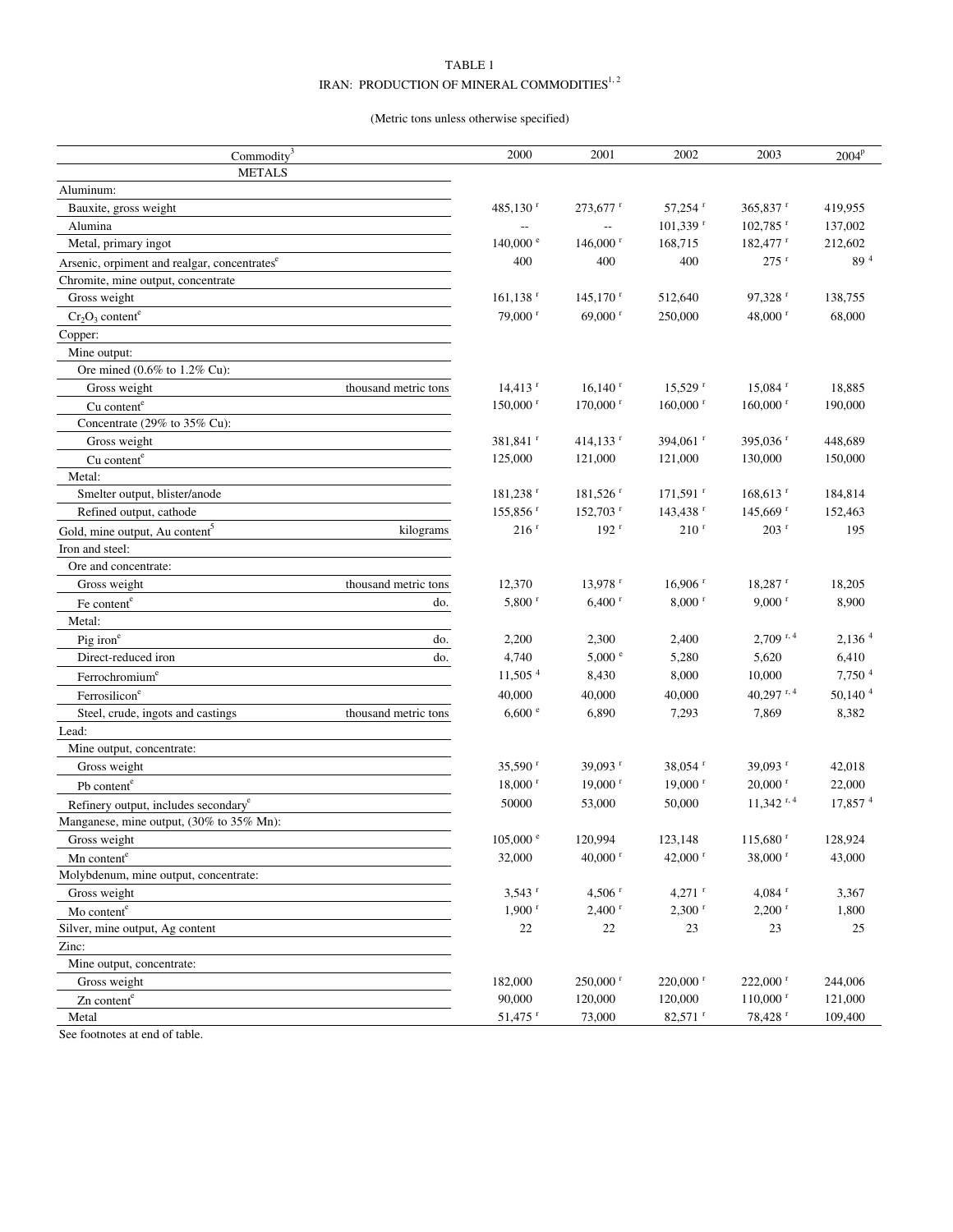TABLE 1

IRAN: PRODUCTION OF MINERAL COMMODITIES[1, 2]

(Metric tons unless otherwise specified)

| Commodity[3] | | 2000 | 2001 | 2002 | 2003 | 2004[p] |
|---|---|---|---|---|---|---|
| METALS | | | | | | |
| Aluminum: | | | | | | |
| Bauxite, gross weight | | 485,130 [r] | 273,677 [r] | 57,254 [r] | 365,837 [r] | 419,955 |
| Alumina | | -- | -- | 101,339 [r] | 102,785 [r] | 137,002 |
| Metal, primary ingot | | 140,000 [e] | 146,000 [r] | 168,715 | 182,477 [r] | 212,602 |
| Arsenic, orpiment and realgar, concentrates[e] | | 400 | 400 | 400 | 275 [r] | 89 [4] |
| Chromite, mine output, concentrate | | | | | | |
| Gross weight | | 161,138 [r] | 145,170 [r] | 512,640 | 97,328 [r] | 138,755 |
| $Cr_2O_3$ content[e] | | 79,000 [r] | 69,000 [r] | 250,000 | 48,000 [r] | 68,000 |
| Copper: | | | | | | |
| Mine output: | | | | | | |
| Ore mined (0.6% to 1.2% Cu): | | | | | | |
| Gross weight | thousand metric tons | 14,413 [r] | 16,140 [r] | 15,529 [r] | 15,084 [r] | 18,885 |
| Cu content[e] | | 150,000 [r] | 170,000 [r] | 160,000 [r] | 160,000 [r] | 190,000 |
| Concentrate (29% to 35% Cu): | | | | | | |
| Gross weight | | 381,841 [r] | 414,133 [r] | 394,061 [r] | 395,036 [r] | 448,689 |
| Cu content[e] | | 125,000 | 121,000 | 121,000 | 130,000 | 150,000 |
| Metal: | | | | | | |
| Smelter output, blister/anode | | 181,238 [r] | 181,526 [r] | 171,591 [r] | 168,613 [r] | 184,814 |
| Refined output, cathode | | 155,856 [r] | 152,703 [r] | 143,438 [r] | 145,669 [r] | 152,463 |
| Gold, mine output, Au content[5] | kilograms | 216 [r] | 192 [r] | 210 [r] | 203 [r] | 195 |
| Iron and steel: | | | | | | |
| Ore and concentrate: | | | | | | |
| Gross weight | thousand metric tons | 12,370 | 13,978 [r] | 16,906 [r] | 18,287 [r] | 18,205 |
| Fe content[e] | do. | 5,800 [r] | 6,400 [r] | 8,000 [r] | 9,000 [r] | 8,900 |
| Metal: | | | | | | |
| Pig iron[e] | do. | 2,200 | 2,300 | 2,400 | 2,709 [r, 4] | 2,136 [4] |
| Direct-reduced iron | do. | 4,740 | 5,000 [e] | 5,280 | 5,620 | 6,410 |
| Ferrochromium[e] | | 11,505 [4] | 8,430 | 8,000 | 10,000 | 7,750 [4] |
| Ferrosilicon[e] | | 40,000 | 40,000 | 40,000 | 40,297 [r, 4] | 50,140 [4] |
| Steel, crude, ingots and castings | thousand metric tons | 6,600 [e] | 6,890 | 7,293 | 7,869 | 8,382 |
| Lead: | | | | | | |
| Mine output, concentrate: | | | | | | |
| Gross weight | | 35,590 [r] | 39,093 [r] | 38,054 [r] | 39,093 [r] | 42,018 |
| Pb content[e] | | 18,000 [r] | 19,000 [r] | 19,000 [r] | 20,000 [r] | 22,000 |
| Refinery output, includes secondary[e] | | 50000 | 53,000 | 50,000 | 11,342 [r, 4] | 17,857 [4] |
| Manganese, mine output, (30% to 35% Mn): | | | | | | |
| Gross weight | | 105,000 [e] | 120,994 | 123,148 | 115,680 [r] | 128,924 |
| Mn content[e] | | 32,000 | 40,000 [r] | 42,000 [r] | 38,000 [r] | 43,000 |
| Molybdenum, mine output, concentrate: | | | | | | |
| Gross weight | | 3,543 [r] | 4,506 [r] | 4,271 [r] | 4,084 [r] | 3,367 |
| Mo content[e] | | 1,900 [r] | 2,400 [r] | 2,300 [r] | 2,200 [r] | 1,800 |
| Silver, mine output, Ag content | | 22 | 22 | 23 | 23 | 25 |
| Zinc: | | | | | | |
| Mine output, concentrate: | | | | | | |
| Gross weight | | 182,000 | 250,000 [r] | 220,000 [r] | 222,000 [r] | 244,006 |
| Zn content[e] | | 90,000 | 120,000 | 120,000 | 110,000 [r] | 121,000 |
| Metal | | 51,475 [r] | 73,000 | 82,571 [r] | 78,428 [r] | 109,400 |

See footnotes at end of table.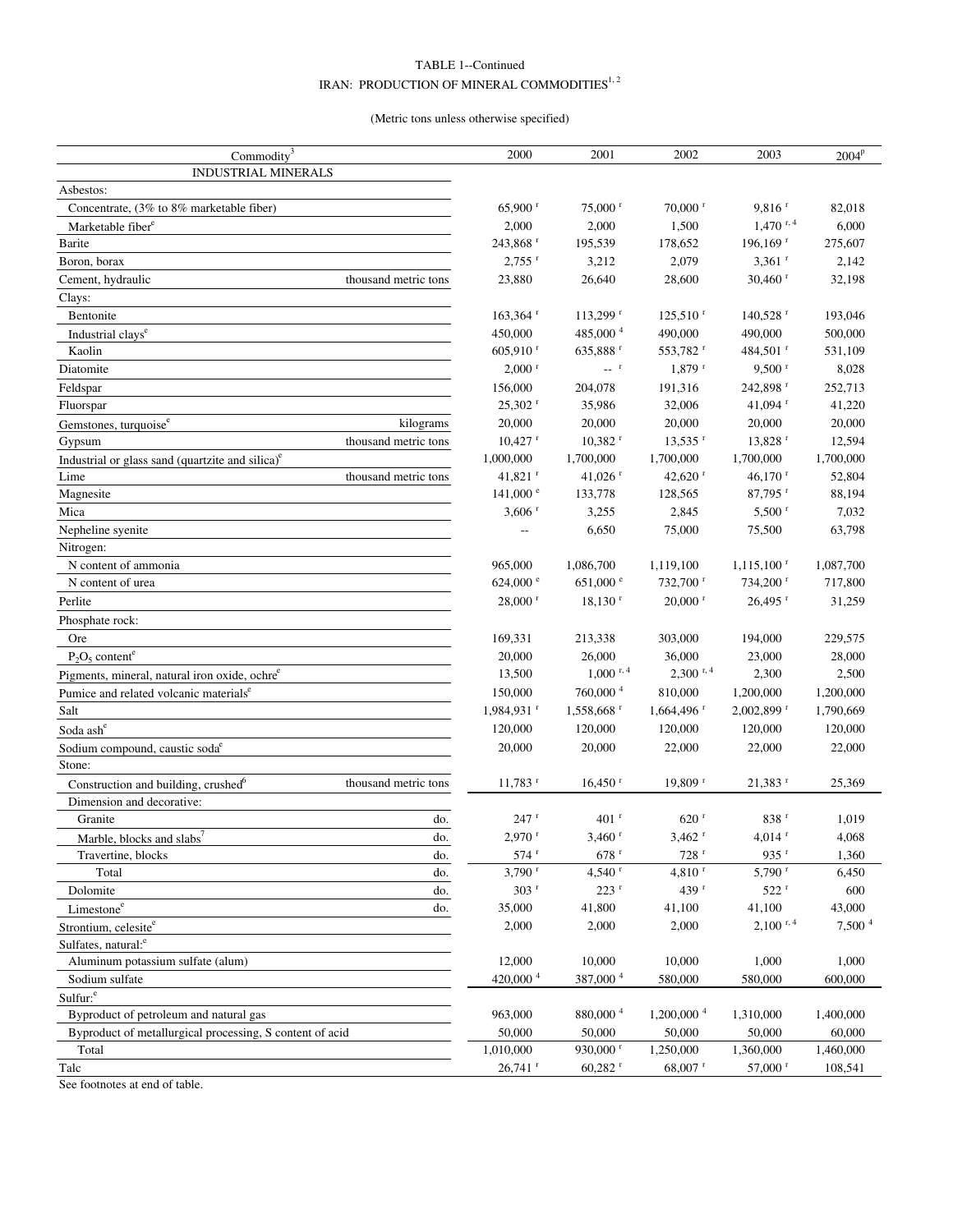TABLE 1--Continued

IRAN: PRODUCTION OF MINERAL COMMODITIES[1, 2]

(Metric tons unless otherwise specified)

| Commodity[3] | | 2000 | 2001 | 2002 | 2003 | 2004[p] |
|---|---|---|---|---|---|---|
| INDUSTRIAL MINERALS | | | | | | |
| Asbestos: | | | | | | |
| Concentrate, (3% to 8% marketable fiber) | | 65,900 [r] | 75,000 [r] | 70,000 [r] | 9,816 [r] | 82,018 |
| Marketable fiber[e] | | 2,000 | 2,000 | 1,500 | 1,470 [r, 4] | 6,000 |
| Barite | | 243,868 [r] | 195,539 | 178,652 | 196,169 [r] | 275,607 |
| Boron, borax | | 2,755 [r] | 3,212 | 2,079 | 3,361 [r] | 2,142 |
| Cement, hydraulic | thousand metric tons | 23,880 | 26,640 | 28,600 | 30,460 [r] | 32,198 |
| Clays: | | | | | | |
| Bentonite | | 163,364 [r] | 113,299 [r] | 125,510 [r] | 140,528 [r] | 193,046 |
| Industrial clays[e] | | 450,000 | 485,000 [4] | 490,000 | 490,000 | 500,000 |
| Kaolin | | 605,910 [r] | 635,888 [r] | 553,782 [r] | 484,501 [r] | 531,109 |
| Diatomite | | 2,000 [r] | -- [r] | 1,879 [r] | 9,500 [r] | 8,028 |
| Feldspar | | 156,000 | 204,078 | 191,316 | 242,898 [r] | 252,713 |
| Fluorspar | | 25,302 [r] | 35,986 | 32,006 | 41,094 [r] | 41,220 |
| Gemstones, turquoise[e] | kilograms | 20,000 | 20,000 | 20,000 | 20,000 | 20,000 |
| Gypsum | thousand metric tons | 10,427 [r] | 10,382 [r] | 13,535 [r] | 13,828 [r] | 12,594 |
| Industrial or glass sand (quartzite and silica)[e] | | 1,000,000 | 1,700,000 | 1,700,000 | 1,700,000 | 1,700,000 |
| Lime | thousand metric tons | 41,821 [r] | 41,026 [r] | 42,620 [r] | 46,170 [r] | 52,804 |
| Magnesite | | 141,000 [e] | 133,778 | 128,565 | 87,795 [r] | 88,194 |
| Mica | | 3,606 [r] | 3,255 | 2,845 | 5,500 [r] | 7,032 |
| Nepheline syenite | | -- | 6,650 | 75,000 | 75,500 | 63,798 |
| Nitrogen: | | | | | | |
| N content of ammonia | | 965,000 | 1,086,700 | 1,119,100 | 1,115,100 [r] | 1,087,700 |
| N content of urea | | 624,000 [e] | 651,000 [e] | 732,700 [r] | 734,200 [r] | 717,800 |
| Perlite | | 28,000 [r] | 18,130 [r] | 20,000 [r] | 26,495 [r] | 31,259 |
| Phosphate rock: | | | | | | |
| Ore | | 169,331 | 213,338 | 303,000 | 194,000 | 229,575 |
| $P_2O_5$ content[e] | | 20,000 | 26,000 | 36,000 | 23,000 | 28,000 |
| Pigments, mineral, natural iron oxide, ochre[e] | | 13,500 | 1,000 [r, 4] | 2,300 [r, 4] | 2,300 | 2,500 |
| Pumice and related volcanic materials[e] | | 150,000 | 760,000 [4] | 810,000 | 1,200,000 | 1,200,000 |
| Salt | | 1,984,931 [r] | 1,558,668 [r] | 1,664,496 [r] | 2,002,899 [r] | 1,790,669 |
| Soda ash[e] | | 120,000 | 120,000 | 120,000 | 120,000 | 120,000 |
| Sodium compound, caustic soda[e] | | 20,000 | 20,000 | 22,000 | 22,000 | 22,000 |
| Stone: | | | | | | |
| Construction and building, crushed[6] | thousand metric tons | 11,783 [r] | 16,450 [r] | 19,809 [r] | 21,383 [r] | 25,369 |
| Dimension and decorative: | | | | | | |
| Granite | do. | 247 [r] | 401 [r] | 620 [r] | 838 [r] | 1,019 |
| Marble, blocks and slabs[7] | do. | 2,970 [r] | 3,460 [r] | 3,462 [r] | 4,014 [r] | 4,068 |
| Travertine, blocks | do. | 574 [r] | 678 [r] | 728 [r] | 935 [r] | 1,360 |
| Total | do. | 3,790 [r] | 4,540 [r] | 4,810 [r] | 5,790 [r] | 6,450 |
| Dolomite | do. | 303 [r] | 223 [r] | 439 [r] | 522 [r] | 600 |
| Limestone[e] | do. | 35,000 | 41,800 | 41,100 | 41,100 | 43,000 |
| Strontium, celesite[e] | | 2,000 | 2,000 | 2,000 | 2,100 [r, 4] | 7,500 [4] |
| Sulfates, natural:[e] | | | | | | |
| Aluminum potassium sulfate (alum) | | 12,000 | 10,000 | 10,000 | 1,000 | 1,000 |
| Sodium sulfate | | 420,000 [4] | 387,000 [4] | 580,000 | 580,000 | 600,000 |
| Sulfur:[e] | | | | | | |
| Byproduct of petroleum and natural gas | | 963,000 | 880,000 [4] | 1,200,000 [4] | 1,310,000 | 1,400,000 |
| Byproduct of metallurgical processing, S content of acid | | 50,000 | 50,000 | 50,000 | 50,000 | 60,000 |
| Total | | 1,010,000 | 930,000 [r] | 1,250,000 | 1,360,000 | 1,460,000 |
| Talc | | 26,741 [r] | 60,282 [r] | 68,007 [r] | 57,000 [r] | 108,541 |

See footnotes at end of table.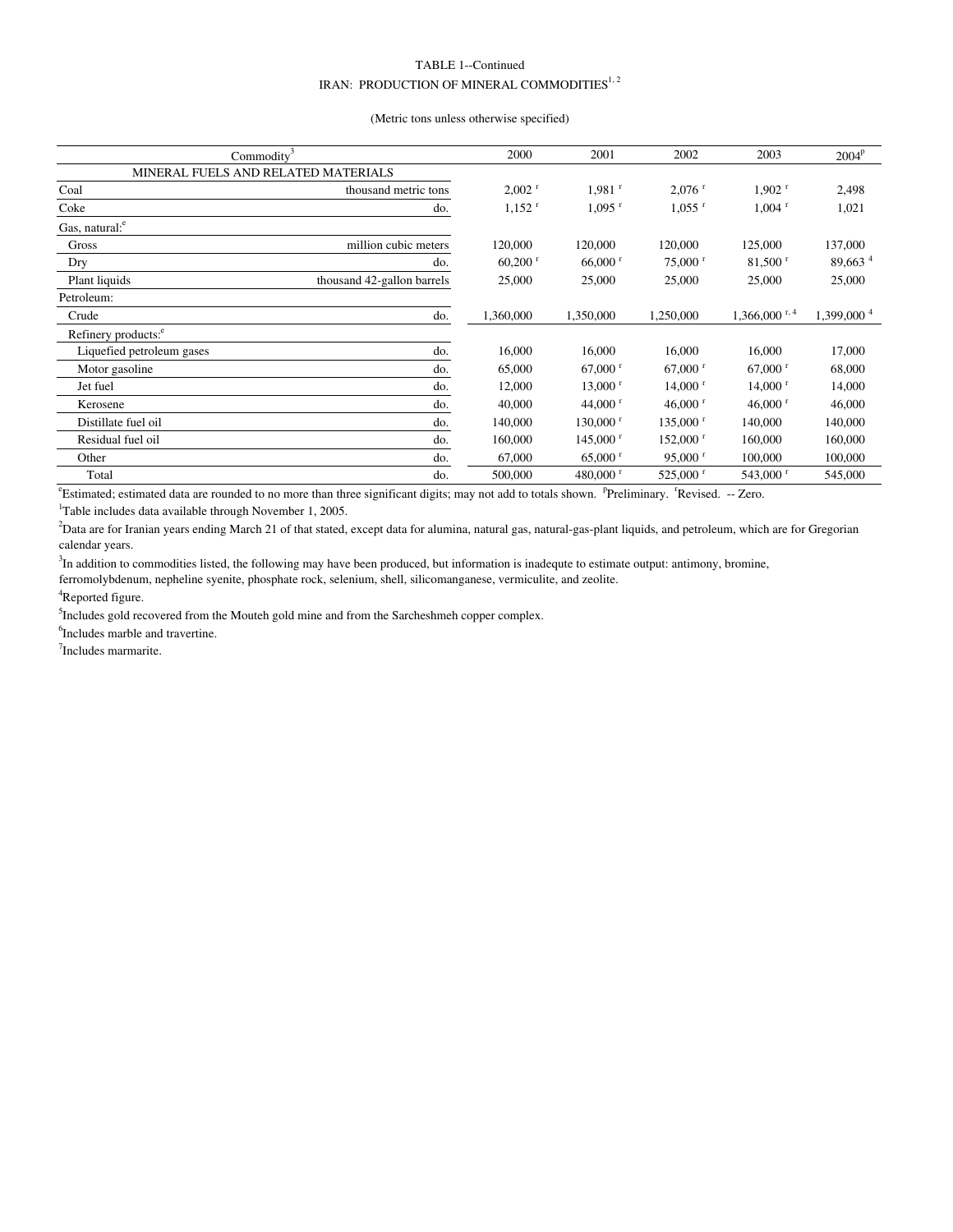TABLE 1--Continued

IRAN: PRODUCTION OF MINERAL COMMODITIES[1, 2]

(Metric tons unless otherwise specified)

| Commodity[3] | | 2000 | 2001 | 2002 | 2003 | 2004[p] |
|---|---|---|---|---|---|---|
| MINERAL FUELS AND RELATED MATERIALS | | | | | | |
| Coal | thousand metric tons | 2,002 [r] | 1,981 [r] | 2,076 [r] | 1,902 [r] | 2,498 |
| Coke | do. | 1,152 [r] | 1,095 [r] | 1,055 [r] | 1,004 [r] | 1,021 |
| Gas, natural:[e] | | | | | | |
| Gross | million cubic meters | 120,000 | 120,000 | 120,000 | 125,000 | 137,000 |
| Dry | do. | 60,200 [r] | 66,000 [r] | 75,000 [r] | 81,500 [r] | 89,663 [4] |
| Plant liquids | thousand 42-gallon barrels | 25,000 | 25,000 | 25,000 | 25,000 | 25,000 |
| Petroleum: | | | | | | |
| Crude | do. | 1,360,000 | 1,350,000 | 1,250,000 | 1,366,000 [r, 4] | 1,399,000 [4] |
| Refinery products:[e] | | | | | | |
| Liquefied petroleum gases | do. | 16,000 | 16,000 | 16,000 | 16,000 | 17,000 |
| Motor gasoline | do. | 65,000 | 67,000 [r] | 67,000 [r] | 67,000 [r] | 68,000 |
| Jet fuel | do. | 12,000 | 13,000 [r] | 14,000 [r] | 14,000 [r] | 14,000 |
| Kerosene | do. | 40,000 | 44,000 [r] | 46,000 [r] | 46,000 [r] | 46,000 |
| Distillate fuel oil | do. | 140,000 | 130,000 [r] | 135,000 [r] | 140,000 | 140,000 |
| Residual fuel oil | do. | 160,000 | 145,000 [r] | 152,000 [r] | 160,000 | 160,000 |
| Other | do. | 67,000 | 65,000 [r] | 95,000 [r] | 100,000 | 100,000 |
| Total | do. | 500,000 | 480,000 [r] | 525,000 [r] | 543,000 [r] | 545,000 |

[e]Estimated; estimated data are rounded to no more than three significant digits; may not add to totals shown. [p]Preliminary. [r]Revised. -- Zero.

[1]Table includes data available through November 1, 2005.

[2]Data are for Iranian years ending March 21 of that stated, except data for alumina, natural gas, natural-gas-plant liquids, and petroleum, which are for Gregorian calendar years.

[3]In addition to commodities listed, the following may have been produced, but information is inadequte to estimate output: antimony, bromine, ferromolybdenum, nepheline syenite, phosphate rock, selenium, shell, silicomanganese, vermiculite, and zeolite.

[4]Reported figure.

[5]Includes gold recovered from the Mouteh gold mine and from the Sarcheshmeh copper complex.

[6]Includes marble and travertine.

[7]Includes marmarite.